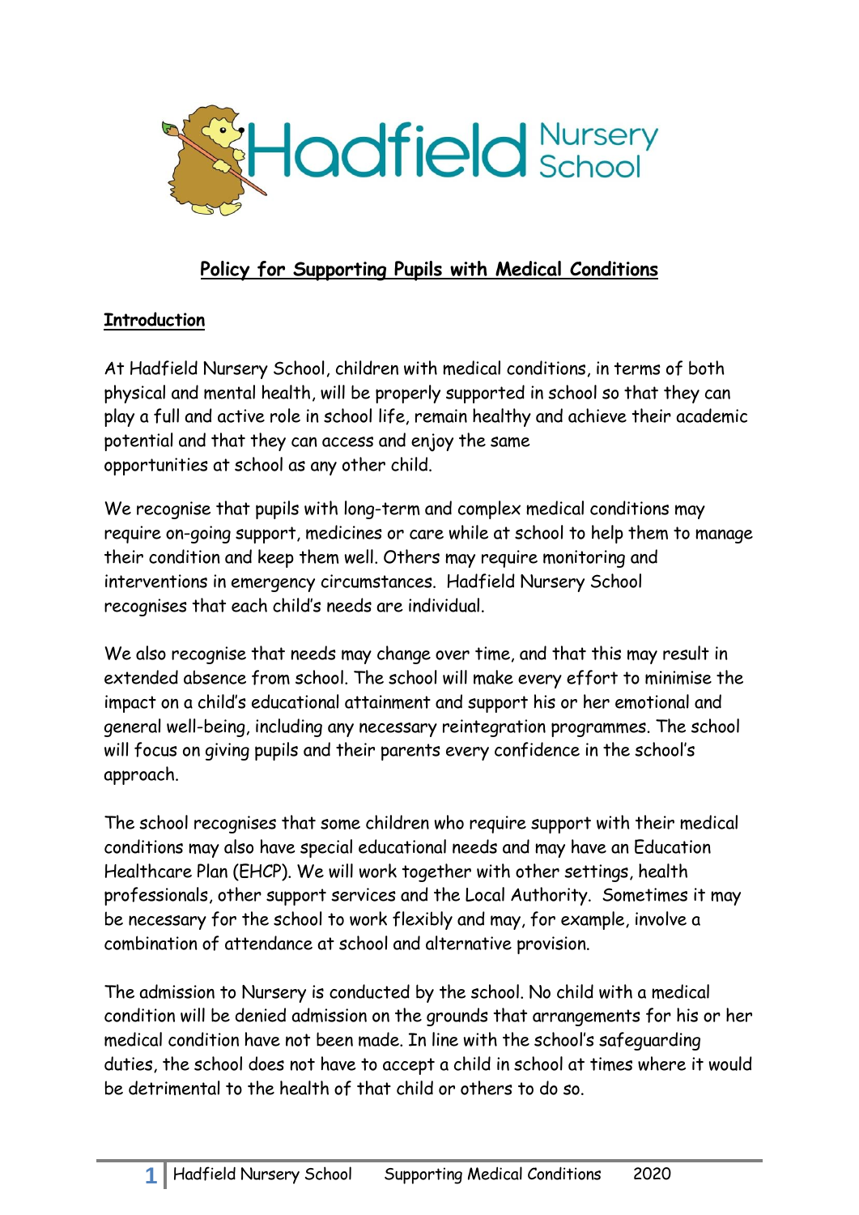# Policy for Supporting Pupils with Medical Conditions

## Introduction

At Hadfield Nursery School, children with medical conditions, in terms of both physical and mental health, will be properly supported in school so that they can play a full and active role in school life, remain healthy and achieve their academic potential and that they can access and enjoy the same opportunities at school as any other child.

We recognise that pupils with long-term and complex medical conditions may require on-going support, medicines or care while at school to help them to manage their condition and keep them well. Others may require monitoring and interventions in emergency circumstances. Hadfield Nursery School recognises that each child's needs are individual.

We also recognise that needs may change over time, and that this may result in extended absence from school. The school will make every effort to minimise the impact on a child's educational attainment and support his or her emotional and general well-being, including any necessary reintegration programmes. The school will focus on giving pupils and their parents every confidence in the school's approach.

The school recognises that some children who require support with their medical conditions may also have special educational needs and may have an Education Healthcare Plan (EHCP). We will work together with other settings, health professionals, other support services and the Local Authority. Sometimes it may be necessary for the school to work flexibly and may, for example, involve a combination of attendance at school and alternative provision.

The admission to Nursery is conducted by the school. No child with a medical condition will be denied admission on the grounds that arrangements for his or her medical condition have not been made. In line with the school's safeguarding duties, the school does not have to accept a child in school at times where it would be detrimental to the health of that child or others to do so.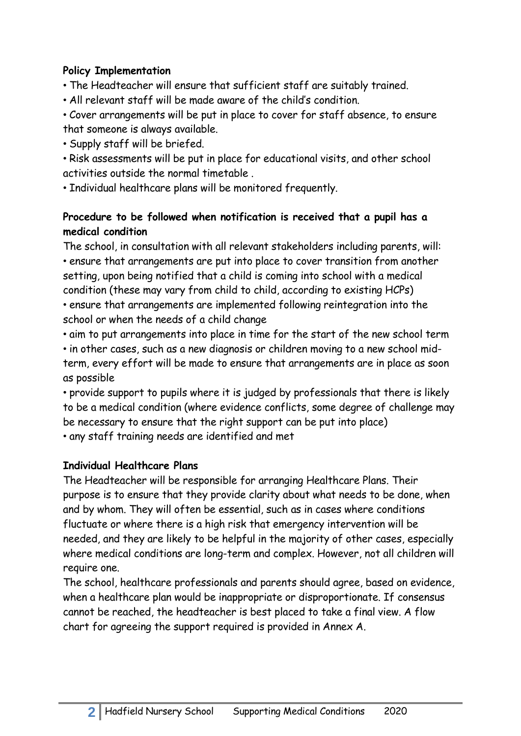**Policy Implementation**

- The Headteacher will ensure that sufficient staff are suitably trained.
- All relevant staff will be made aware of the child's condition.
- Cover arrangements will be put in place to cover for staff absence, to ensure that someone is always available.
- Supply staff will be briefed.
- Risk assessments will be put in place for educational visits, and other school activities outside the normal timetable .
- Individual healthcare plans will be monitored frequently.

**Procedure to be followed when notification is received that a pupil has a medical condition**

The school, in consultation with all relevant stakeholders including parents, will:

- ensure that arrangements are put into place to cover transition from another setting, upon being notified that a child is coming into school with a medical condition (these may vary from child to child, according to existing HCPs)
- ensure that arrangements are implemented following reintegration into the school or when the needs of a child change
- aim to put arrangements into place in time for the start of the new school term
- in other cases, such as a new diagnosis or children moving to a new school mid-term, every effort will be made to ensure that arrangements are in place as soon as possible
- provide support to pupils where it is judged by professionals that there is likely to be a medical condition (where evidence conflicts, some degree of challenge may be necessary to ensure that the right support can be put into place)
- any staff training needs are identified and met

**Individual Healthcare Plans**

The Headteacher will be responsible for arranging Healthcare Plans. Their purpose is to ensure that they provide clarity about what needs to be done, when and by whom. They will often be essential, such as in cases where conditions fluctuate or where there is a high risk that emergency intervention will be needed, and they are likely to be helpful in the majority of other cases, especially where medical conditions are long-term and complex. However, not all children will require one.

The school, healthcare professionals and parents should agree, based on evidence, when a healthcare plan would be inappropriate or disproportionate. If consensus cannot be reached, the headteacher is best placed to take a final view. A flow chart for agreeing the support required is provided in Annex A.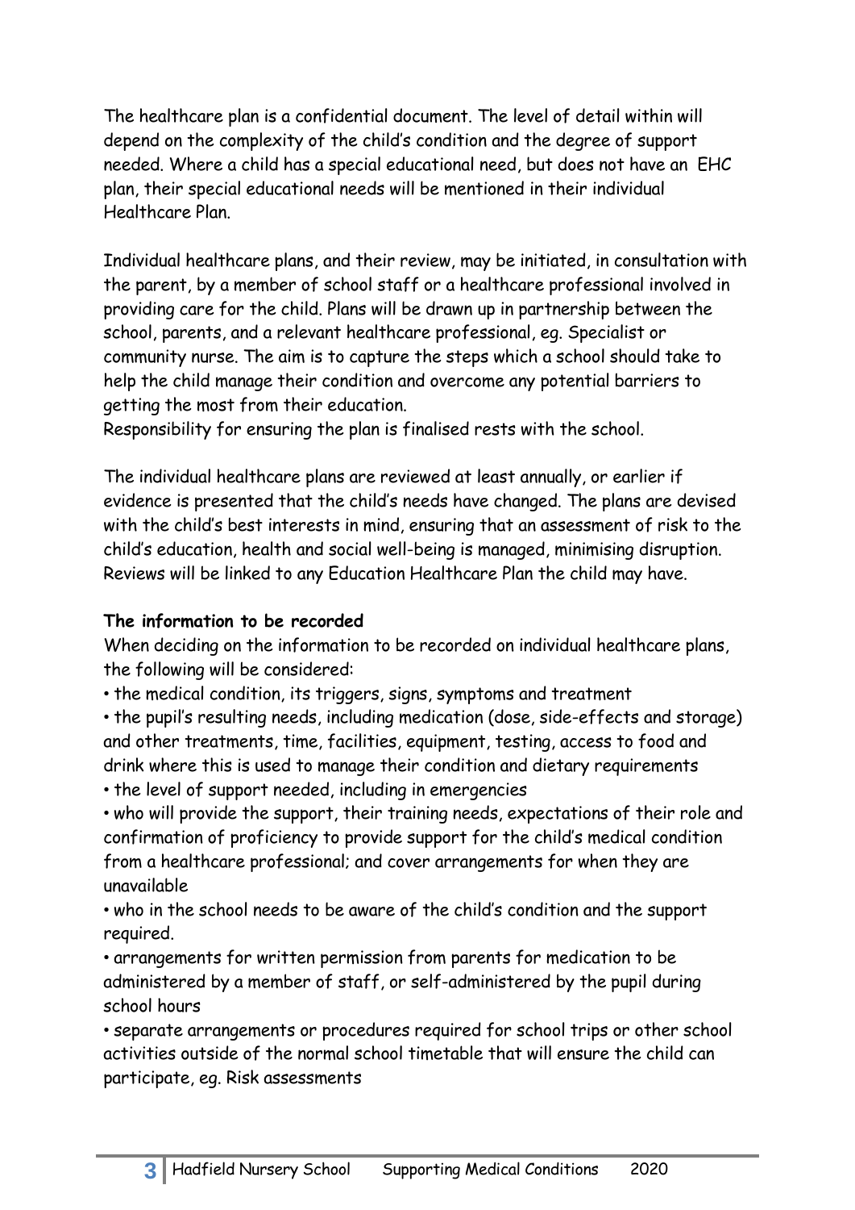The healthcare plan is a confidential document. The level of detail within will depend on the complexity of the child's condition and the degree of support needed. Where a child has a special educational need, but does not have an EHC plan, their special educational needs will be mentioned in their individual Healthcare Plan.

Individual healthcare plans, and their review, may be initiated, in consultation with the parent, by a member of school staff or a healthcare professional involved in providing care for the child. Plans will be drawn up in partnership between the school, parents, and a relevant healthcare professional, eg. Specialist or community nurse. The aim is to capture the steps which a school should take to help the child manage their condition and overcome any potential barriers to getting the most from their education.
Responsibility for ensuring the plan is finalised rests with the school.

The individual healthcare plans are reviewed at least annually, or earlier if evidence is presented that the child's needs have changed. The plans are devised with the child's best interests in mind, ensuring that an assessment of risk to the child's education, health and social well-being is managed, minimising disruption. Reviews will be linked to any Education Healthcare Plan the child may have.

**The information to be recorded**

When deciding on the information to be recorded on individual healthcare plans, the following will be considered:

- the medical condition, its triggers, signs, symptoms and treatment
- the pupil's resulting needs, including medication (dose, side-effects and storage) and other treatments, time, facilities, equipment, testing, access to food and drink where this is used to manage their condition and dietary requirements
- the level of support needed, including in emergencies
- who will provide the support, their training needs, expectations of their role and confirmation of proficiency to provide support for the child's medical condition from a healthcare professional; and cover arrangements for when they are unavailable
- who in the school needs to be aware of the child's condition and the support required.
- arrangements for written permission from parents for medication to be administered by a member of staff, or self-administered by the pupil during school hours
- separate arrangements or procedures required for school trips or other school activities outside of the normal school timetable that will ensure the child can participate, eg. Risk assessments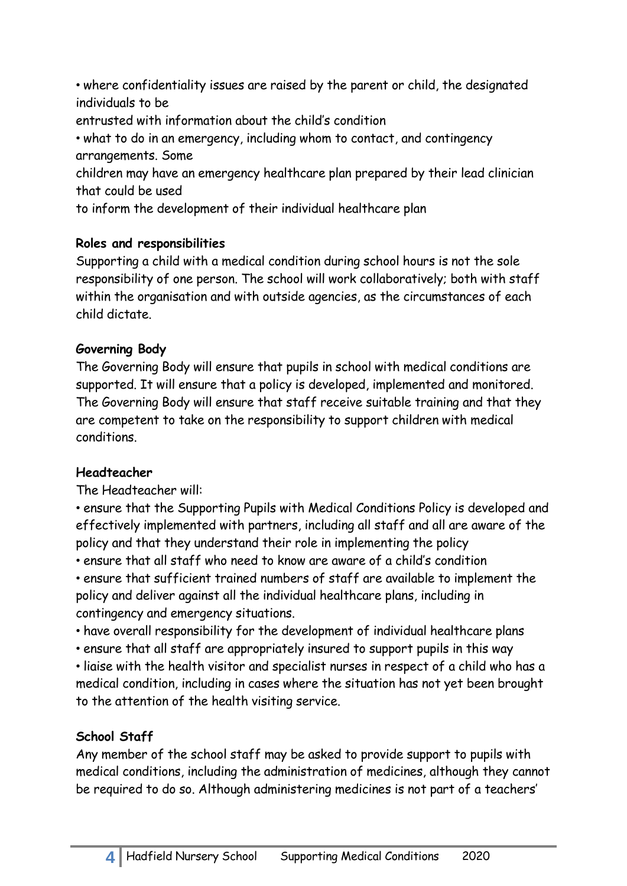- where confidentiality issues are raised by the parent or child, the designated individuals to be entrusted with information about the child's condition
- what to do in an emergency, including whom to contact, and contingency arrangements. Some children may have an emergency healthcare plan prepared by their lead clinician that could be used to inform the development of their individual healthcare plan

**Roles and responsibilities**

Supporting a child with a medical condition during school hours is not the sole responsibility of one person. The school will work collaboratively; both with staff within the organisation and with outside agencies, as the circumstances of each child dictate.

**Governing Body**

The Governing Body will ensure that pupils in school with medical conditions are supported. It will ensure that a policy is developed, implemented and monitored. The Governing Body will ensure that staff receive suitable training and that they are competent to take on the responsibility to support children with medical conditions.

**Headteacher**

The Headteacher will:

- ensure that the Supporting Pupils with Medical Conditions Policy is developed and effectively implemented with partners, including all staff and all are aware of the policy and that they understand their role in implementing the policy
- ensure that all staff who need to know are aware of a child's condition
- ensure that sufficient trained numbers of staff are available to implement the policy and deliver against all the individual healthcare plans, including in contingency and emergency situations.
- have overall responsibility for the development of individual healthcare plans
- ensure that all staff are appropriately insured to support pupils in this way
- liaise with the health visitor and specialist nurses in respect of a child who has a medical condition, including in cases where the situation has not yet been brought to the attention of the health visiting service.

**School Staff**

Any member of the school staff may be asked to provide support to pupils with medical conditions, including the administration of medicines, although they cannot be required to do so. Although administering medicines is not part of a teachers'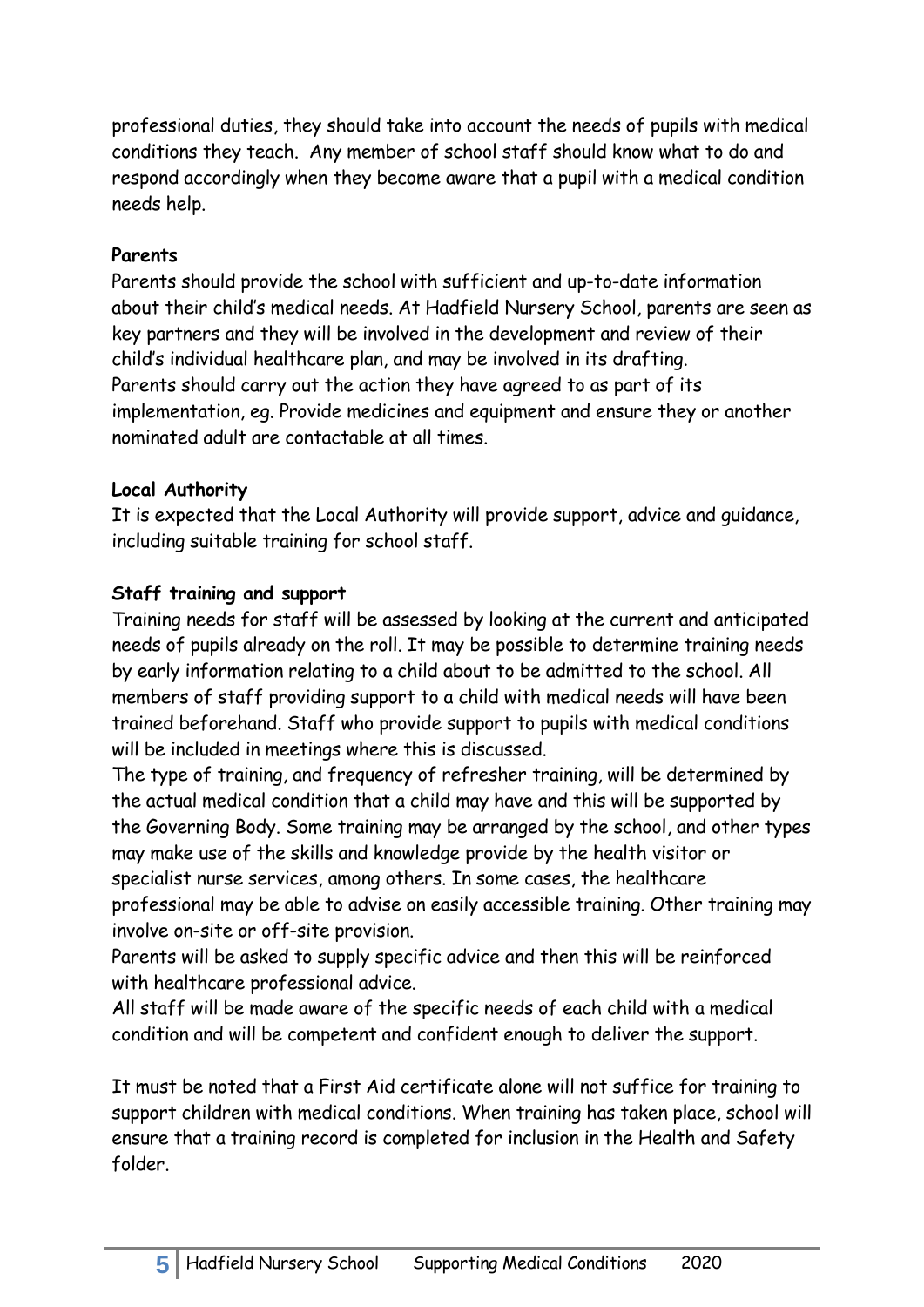professional duties, they should take into account the needs of pupils with medical conditions they teach. Any member of school staff should know what to do and respond accordingly when they become aware that a pupil with a medical condition needs help.

**Parents**

Parents should provide the school with sufficient and up-to-date information about their child's medical needs. At Hadfield Nursery School, parents are seen as key partners and they will be involved in the development and review of their child's individual healthcare plan, and may be involved in its drafting. Parents should carry out the action they have agreed to as part of its implementation, eg. Provide medicines and equipment and ensure they or another nominated adult are contactable at all times.

**Local Authority**

It is expected that the Local Authority will provide support, advice and guidance, including suitable training for school staff.

**Staff training and support**

Training needs for staff will be assessed by looking at the current and anticipated needs of pupils already on the roll. It may be possible to determine training needs by early information relating to a child about to be admitted to the school. All members of staff providing support to a child with medical needs will have been trained beforehand. Staff who provide support to pupils with medical conditions will be included in meetings where this is discussed.

The type of training, and frequency of refresher training, will be determined by the actual medical condition that a child may have and this will be supported by the Governing Body. Some training may be arranged by the school, and other types may make use of the skills and knowledge provide by the health visitor or specialist nurse services, among others. In some cases, the healthcare professional may be able to advise on easily accessible training. Other training may involve on-site or off-site provision.

Parents will be asked to supply specific advice and then this will be reinforced with healthcare professional advice.

All staff will be made aware of the specific needs of each child with a medical condition and will be competent and confident enough to deliver the support.

It must be noted that a First Aid certificate alone will not suffice for training to support children with medical conditions. When training has taken place, school will ensure that a training record is completed for inclusion in the Health and Safety folder.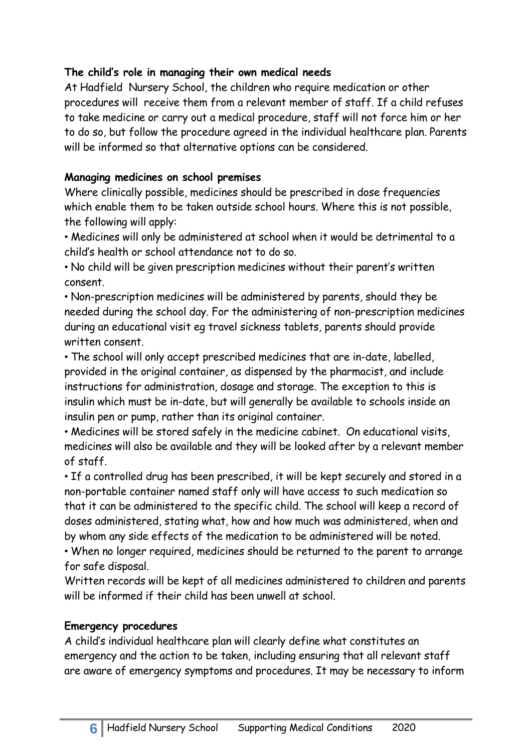**The child's role in managing their own medical needs**

At Hadfield Nursery School, the children who require medication or other procedures will receive them from a relevant member of staff. If a child refuses to take medicine or carry out a medical procedure, staff will not force him or her to do so, but follow the procedure agreed in the individual healthcare plan. Parents will be informed so that alternative options can be considered.

**Managing medicines on school premises**

Where clinically possible, medicines should be prescribed in dose frequencies which enable them to be taken outside school hours. Where this is not possible, the following will apply:

- Medicines will only be administered at school when it would be detrimental to a child's health or school attendance not to do so.
- No child will be given prescription medicines without their parent's written consent.
- Non-prescription medicines will be administered by parents, should they be needed during the school day. For the administering of non-prescription medicines during an educational visit eg travel sickness tablets, parents should provide written consent.
- The school will only accept prescribed medicines that are in-date, labelled, provided in the original container, as dispensed by the pharmacist, and include instructions for administration, dosage and storage. The exception to this is insulin which must be in-date, but will generally be available to schools inside an insulin pen or pump, rather than its original container.
- Medicines will be stored safely in the medicine cabinet. On educational visits, medicines will also be available and they will be looked after by a relevant member of staff.
- If a controlled drug has been prescribed, it will be kept securely and stored in a non-portable container named staff only will have access to such medication so that it can be administered to the specific child. The school will keep a record of doses administered, stating what, how and how much was administered, when and by whom any side effects of the medication to be administered will be noted.
- When no longer required, medicines should be returned to the parent to arrange for safe disposal.

Written records will be kept of all medicines administered to children and parents will be informed if their child has been unwell at school.

**Emergency procedures**

A child's individual healthcare plan will clearly define what constitutes an emergency and the action to be taken, including ensuring that all relevant staff are aware of emergency symptoms and procedures. It may be necessary to inform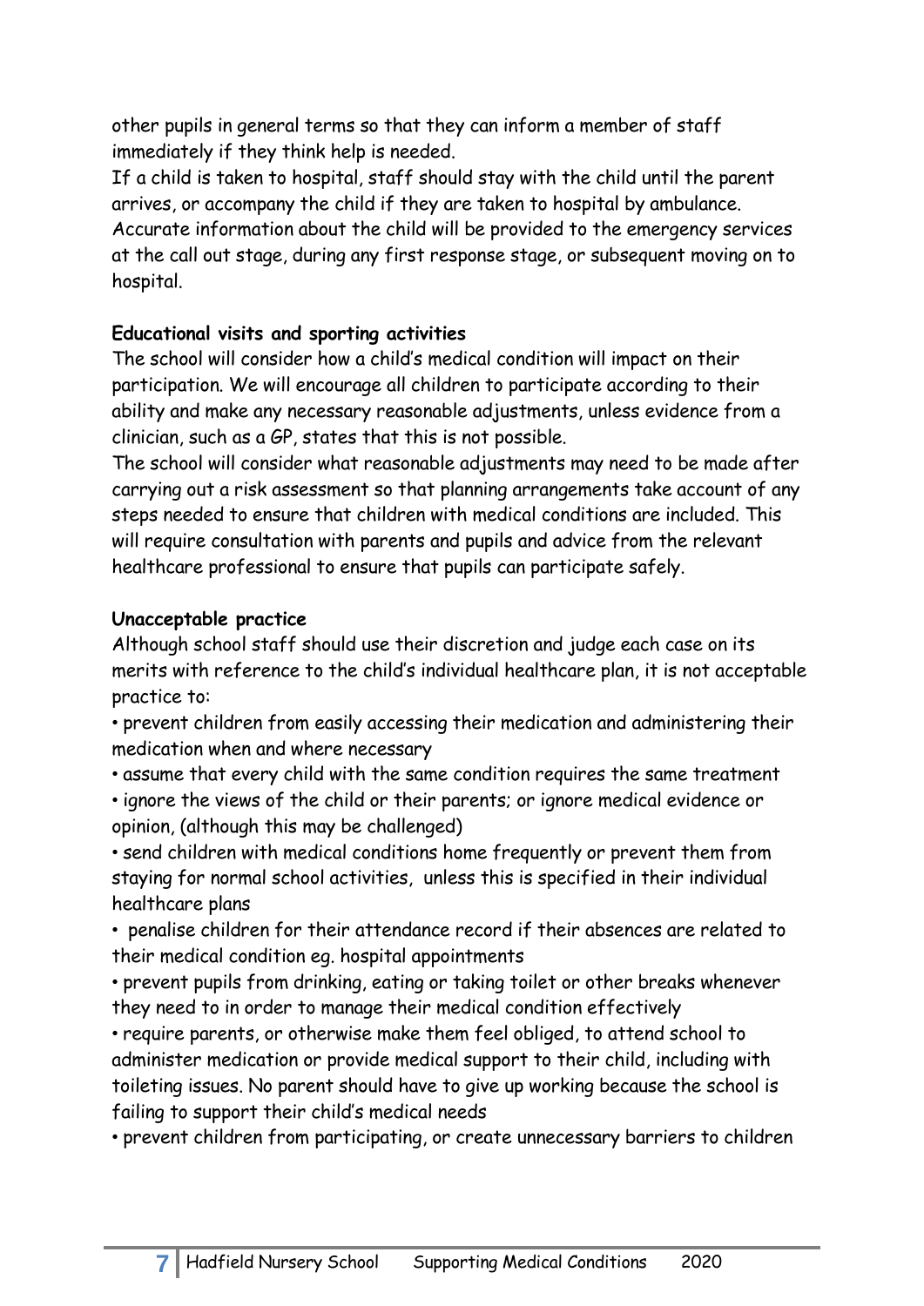other pupils in general terms so that they can inform a member of staff immediately if they think help is needed.

If a child is taken to hospital, staff should stay with the child until the parent arrives, or accompany the child if they are taken to hospital by ambulance. Accurate information about the child will be provided to the emergency services at the call out stage, during any first response stage, or subsequent moving on to hospital.

**Educational visits and sporting activities**

The school will consider how a child's medical condition will impact on their participation. We will encourage all children to participate according to their ability and make any necessary reasonable adjustments, unless evidence from a clinician, such as a GP, states that this is not possible.

The school will consider what reasonable adjustments may need to be made after carrying out a risk assessment so that planning arrangements take account of any steps needed to ensure that children with medical conditions are included. This will require consultation with parents and pupils and advice from the relevant healthcare professional to ensure that pupils can participate safely.

**Unacceptable practice**

Although school staff should use their discretion and judge each case on its merits with reference to the child's individual healthcare plan, it is not acceptable practice to:

- prevent children from easily accessing their medication and administering their medication when and where necessary
- assume that every child with the same condition requires the same treatment
- ignore the views of the child or their parents; or ignore medical evidence or opinion, (although this may be challenged)
- send children with medical conditions home frequently or prevent them from staying for normal school activities, unless this is specified in their individual healthcare plans
- penalise children for their attendance record if their absences are related to their medical condition eg. hospital appointments
- prevent pupils from drinking, eating or taking toilet or other breaks whenever they need to in order to manage their medical condition effectively
- require parents, or otherwise make them feel obliged, to attend school to administer medication or provide medical support to their child, including with toileting issues. No parent should have to give up working because the school is failing to support their child's medical needs
- prevent children from participating, or create unnecessary barriers to children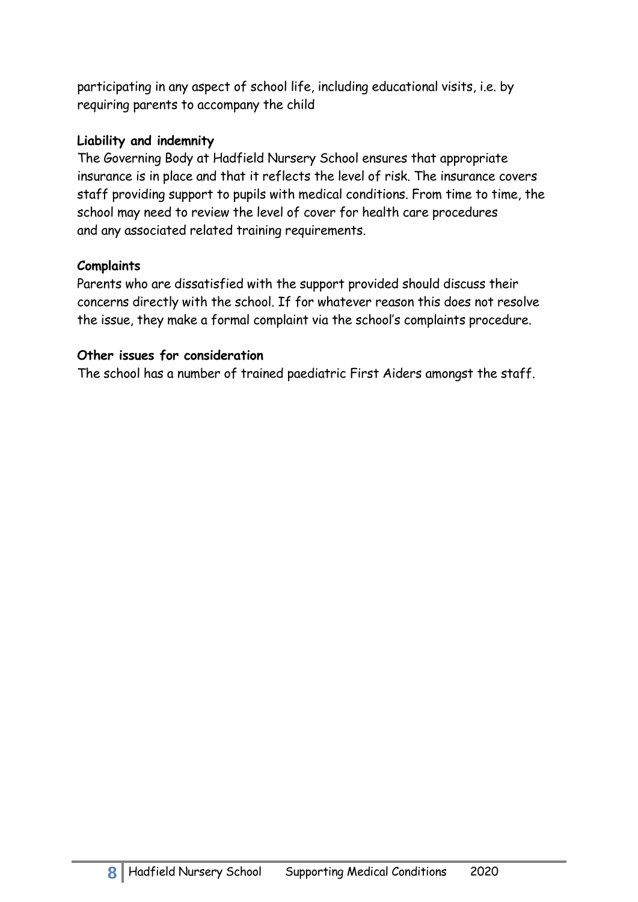participating in any aspect of school life, including educational visits, i.e. by requiring parents to accompany the child

**Liability and indemnity**

The Governing Body at Hadfield Nursery School ensures that appropriate insurance is in place and that it reflects the level of risk. The insurance covers staff providing support to pupils with medical conditions. From time to time, the school may need to review the level of cover for health care procedures and any associated related training requirements.

**Complaints**

Parents who are dissatisfied with the support provided should discuss their concerns directly with the school. If for whatever reason this does not resolve the issue, they make a formal complaint via the school's complaints procedure.

**Other issues for consideration**

The school has a number of trained paediatric First Aiders amongst the staff.